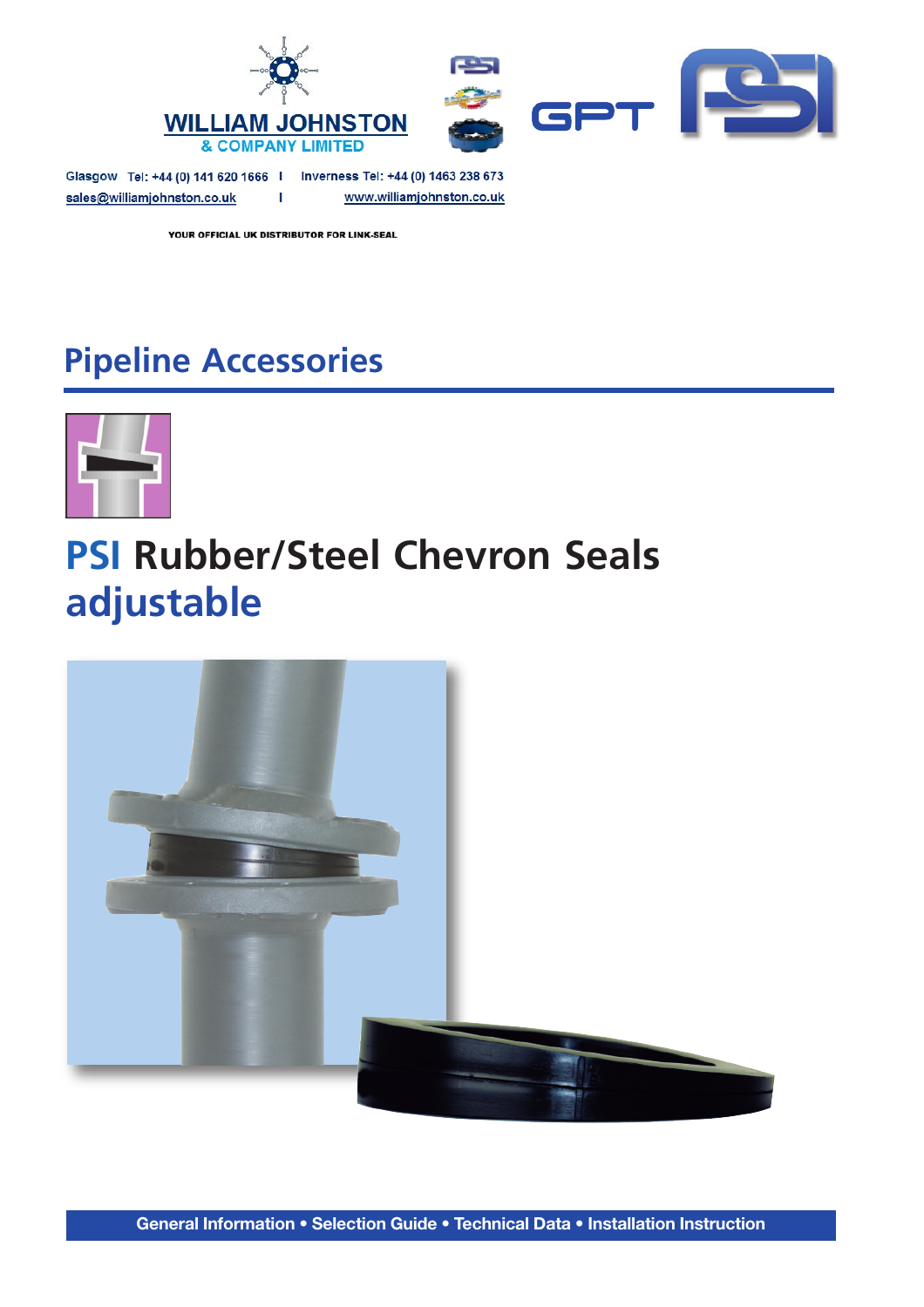WILLIAM JOHNSTON
& COMPANY LIMITED

Glasgow Tel: +44 (0) 141 620 1666 | Inverness Tel: +44 (0) 1463 238 673
sales@williamjohnston.co.uk | www.williamjohnston.co.uk

YOUR OFFICIAL UK DISTRIBUTOR FOR LINK-SEAL

GPT PSI

## Pipeline Accessories

# PSI Rubber/Steel Chevron Seals adjustable

General Information • Selection Guide • Technical Data • Installation Instruction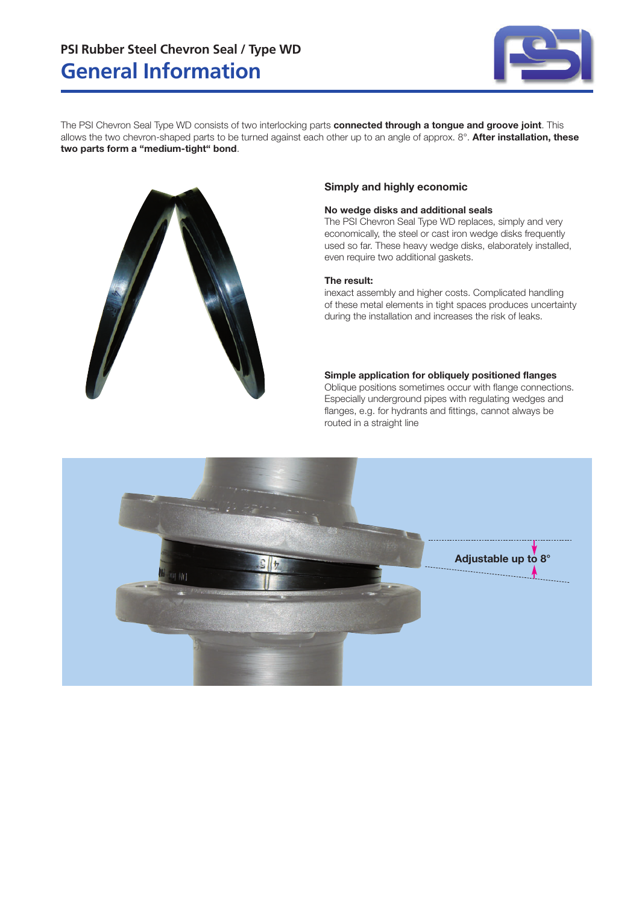## PSI Rubber Steel Chevron Seal / Type WD

# General Information

The PSI Chevron Seal Type WD consists of two interlocking parts **connected through a tongue and groove joint**. This allows the two chevron-shaped parts to be turned against each other up to an angle of approx. 8°. **After installation, these two parts form a "medium-tight" bond**.

### Simply and highly economic

**No wedge disks and additional seals**
The PSI Chevron Seal Type WD replaces, simply and very economically, the steel or cast iron wedge disks frequently used so far. These heavy wedge disks, elaborately installed, even require two additional gaskets.

**The result:**
inexact assembly and higher costs. Complicated handling of these metal elements in tight spaces produces uncertainty during the installation and increases the risk of leaks.

**Simple application for obliquely positioned flanges**
Oblique positions sometimes occur with flange connections. Especially underground pipes with regulating wedges and flanges, e.g. for hydrants and fittings, cannot always be routed in a straight line

Adjustable up to 8°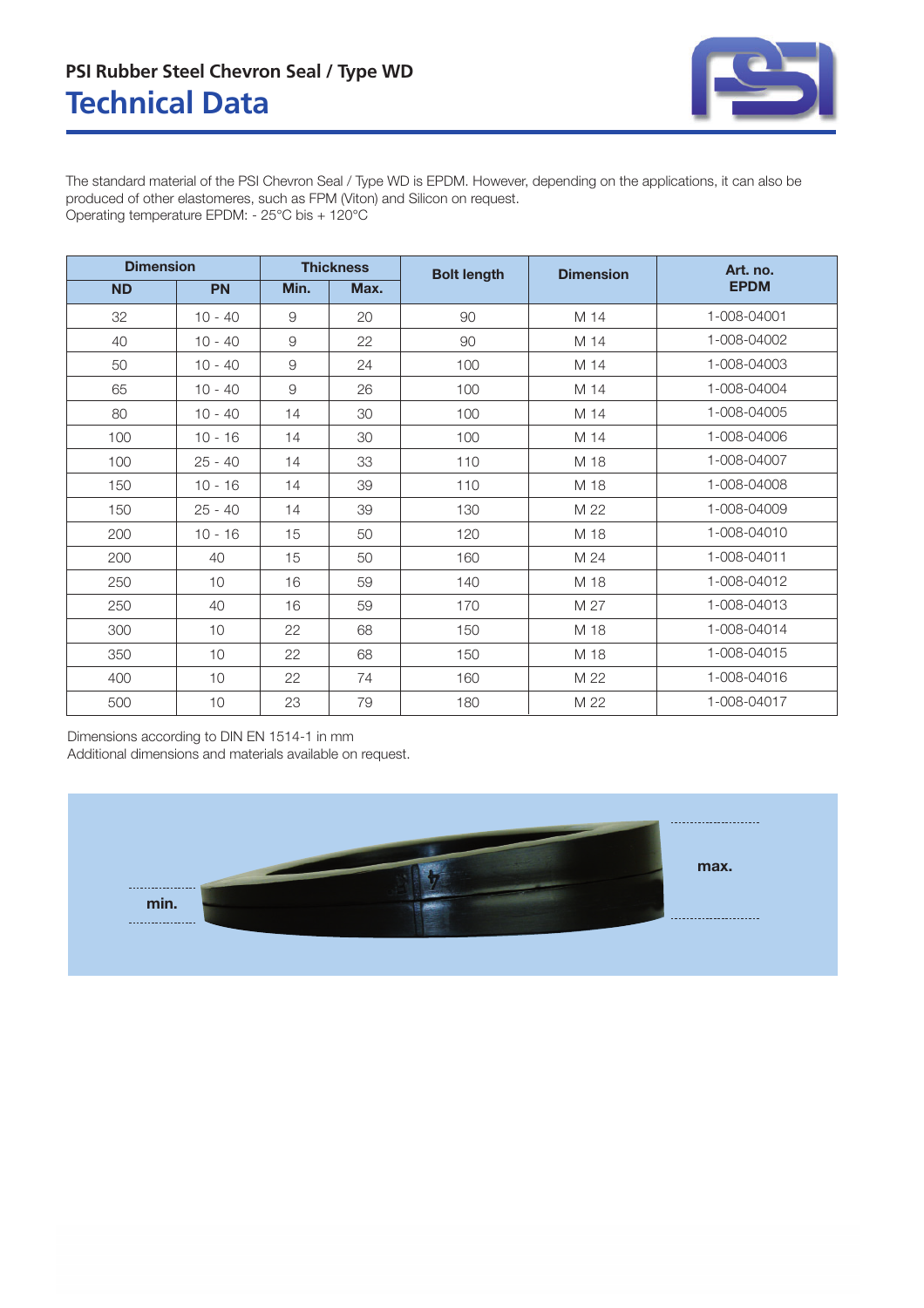## PSI Rubber Steel Chevron Seal / Type WD

# Technical Data

The standard material of the PSI Chevron Seal / Type WD is EPDM. However, depending on the applications, it can also be produced of other elastomeres, such as FPM (Viton) and Silicon on request.
Operating temperature EPDM: - 25°C bis + 120°C

| Dimension | | Thickness | | Bolt length | Dimension | Art. no. EPDM |
|---|---|---|---|---|---|---|
| **ND** | **PN** | **Min.** | **Max.** | | | |
| 32 | 10 - 40 | 9 | 20 | 90 | M 14 | 1-008-04001 |
| 40 | 10 - 40 | 9 | 22 | 90 | M 14 | 1-008-04002 |
| 50 | 10 - 40 | 9 | 24 | 100 | M 14 | 1-008-04003 |
| 65 | 10 - 40 | 9 | 26 | 100 | M 14 | 1-008-04004 |
| 80 | 10 - 40 | 14 | 30 | 100 | M 14 | 1-008-04005 |
| 100 | 10 - 16 | 14 | 30 | 100 | M 14 | 1-008-04006 |
| 100 | 25 - 40 | 14 | 33 | 110 | M 18 | 1-008-04007 |
| 150 | 10 - 16 | 14 | 39 | 110 | M 18 | 1-008-04008 |
| 150 | 25 - 40 | 14 | 39 | 130 | M 22 | 1-008-04009 |
| 200 | 10 - 16 | 15 | 50 | 120 | M 18 | 1-008-04010 |
| 200 | 40 | 15 | 50 | 160 | M 24 | 1-008-04011 |
| 250 | 10 | 16 | 59 | 140 | M 18 | 1-008-04012 |
| 250 | 40 | 16 | 59 | 170 | M 27 | 1-008-04013 |
| 300 | 10 | 22 | 68 | 150 | M 18 | 1-008-04014 |
| 350 | 10 | 22 | 68 | 150 | M 18 | 1-008-04015 |
| 400 | 10 | 22 | 74 | 160 | M 22 | 1-008-04016 |
| 500 | 10 | 23 | 79 | 180 | M 22 | 1-008-04017 |

Dimensions according to DIN EN 1514-1 in mm
Additional dimensions and materials available on request.

min.

max.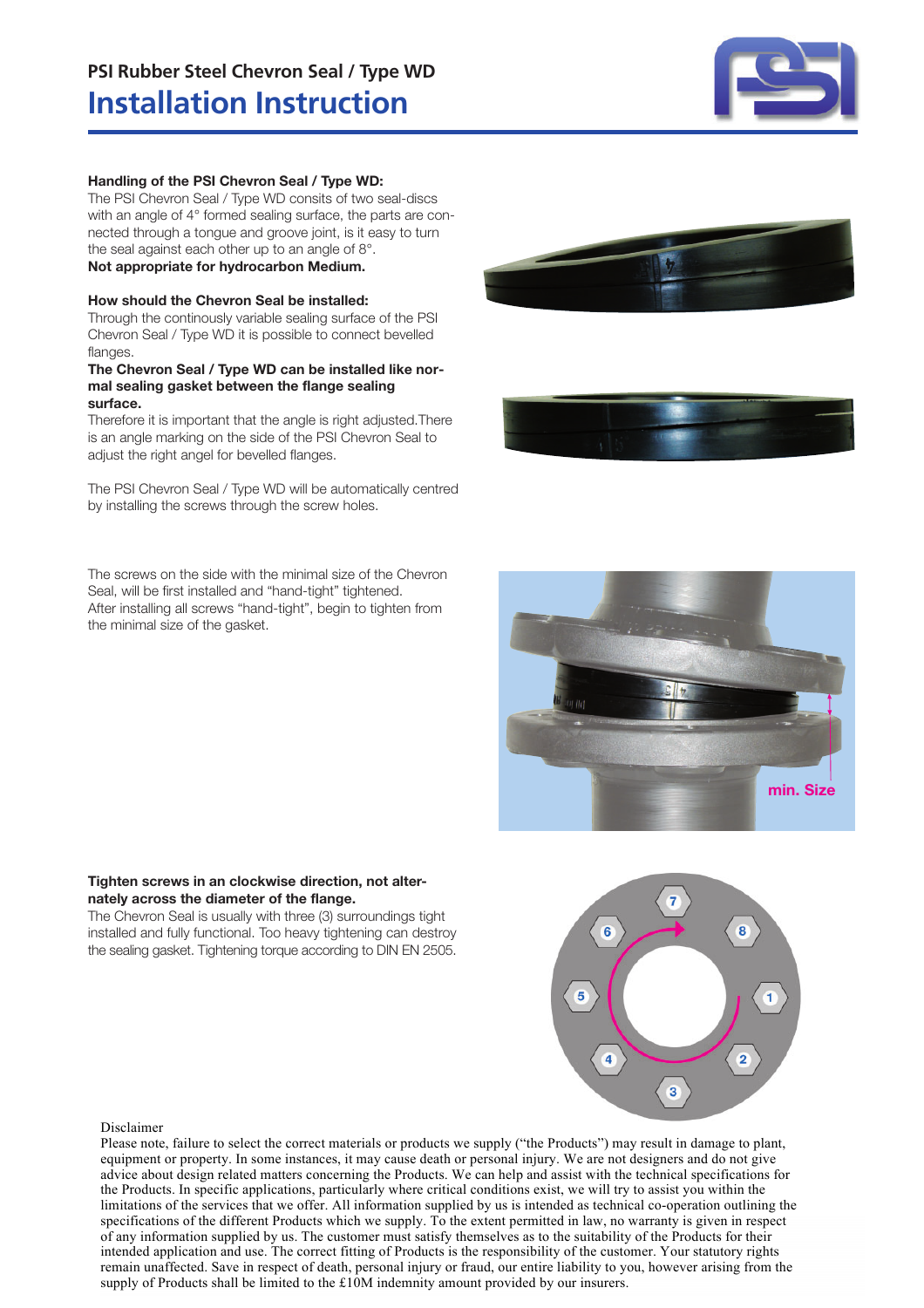## PSI Rubber Steel Chevron Seal / Type WD

# Installation Instruction

**Handling of the PSI Chevron Seal / Type WD:**
The PSI Chevron Seal / Type WD consits of two seal-discs with an angle of 4° formed sealing surface, the parts are connected through a tongue and groove joint, is it easy to turn the seal against each other up to an angle of 8°.
**Not appropriate for hydrocarbon Medium.**

**How should the Chevron Seal be installed:**
Through the continously variable sealing surface of the PSI Chevron Seal / Type WD it is possible to connect bevelled flanges.
**The Chevron Seal / Type WD can be installed like normal sealing gasket between the flange sealing surface.**
Therefore it is important that the angle is right adjusted.There is an angle marking on the side of the PSI Chevron Seal to adjust the right angel for bevelled flanges.

The PSI Chevron Seal / Type WD will be automatically centred by installing the screws through the screw holes.

The screws on the side with the minimal size of the Chevron Seal, will be first installed and "hand-tight" tightened.
After installing all screws "hand-tight", begin to tighten from the minimal size of the gasket.

min. Size

**Tighten screws in an clockwise direction, not alternately across the diameter of the flange.**
The Chevron Seal is usually with three (3) surroundings tight installed and fully functional. Too heavy tightening can destroy the sealing gasket. Tightening torque according to DIN EN 2505.

7 8 6 5 1 4 2 3

Disclaimer
Please note, failure to select the correct materials or products we supply ("the Products") may result in damage to plant, equipment or property. In some instances, it may cause death or personal injury. We are not designers and do not give advice about design related matters concerning the Products. We can help and assist with the technical specifications for the Products. In specific applications, particularly where critical conditions exist, we will try to assist you within the limitations of the services that we offer. All information supplied by us is intended as technical co-operation outlining the specifications of the different Products which we supply. To the extent permitted in law, no warranty is given in respect of any information supplied by us. The customer must satisfy themselves as to the suitability of the Products for their intended application and use. The correct fitting of Products is the responsibility of the customer. Your statutory rights remain unaffected. Save in respect of death, personal injury or fraud, our entire liability to you, however arising from the supply of Products shall be limited to the £10M indemnity amount provided by our insurers.